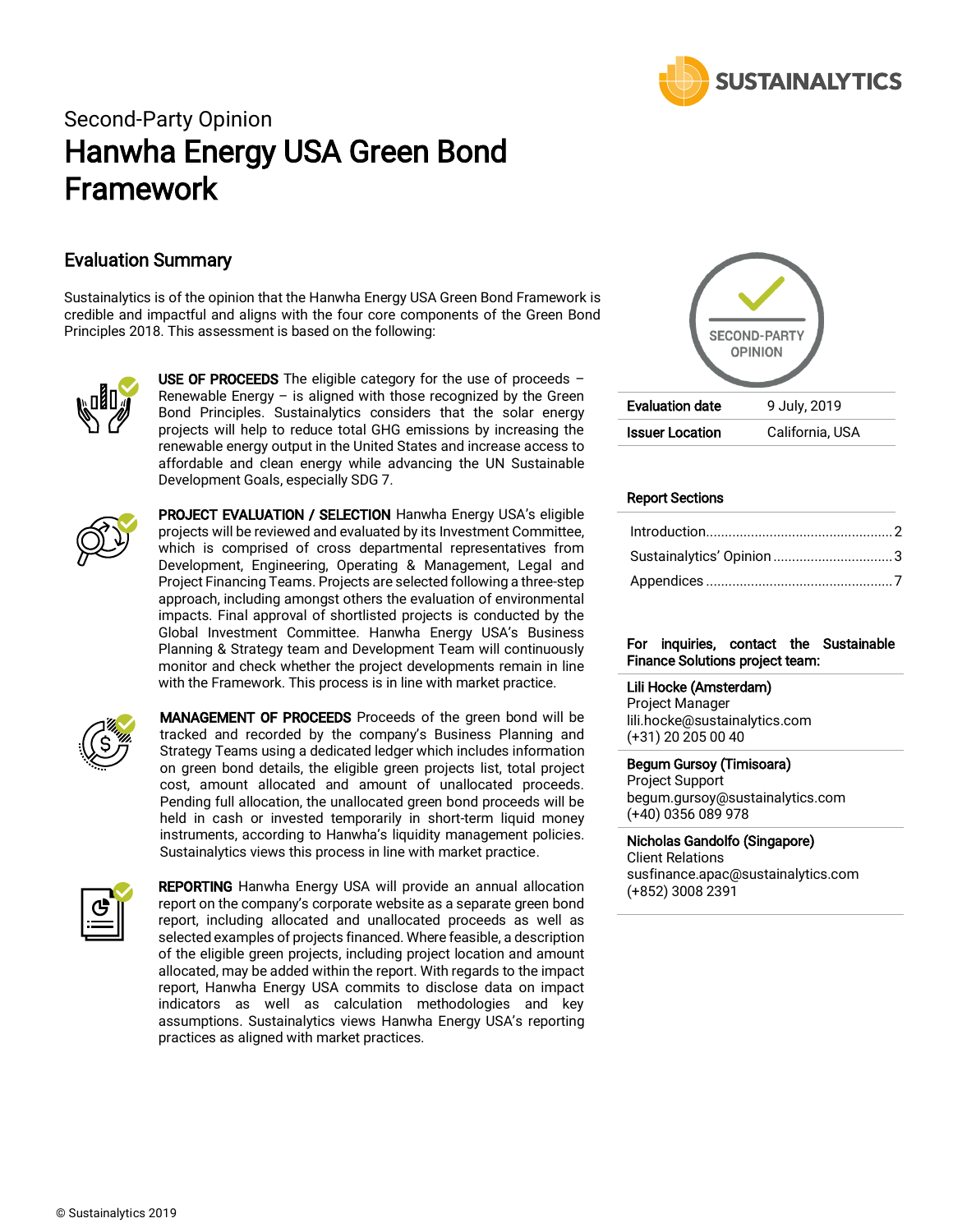Second-Party Opinion

# Hanwha Energy USA Green Bond Framework

## Evaluation Summary

Sustainalytics is of the opinion that the Hanwha Energy USA Green Bond Framework is credible and impactful and aligns with the four core components of the Green Bond Principles 2018. This assessment is based on the following:

**USE OF PROCEEDS** The eligible category for the use of proceeds – Renewable Energy – is aligned with those recognized by the Green Bond Principles. Sustainalytics considers that the solar energy projects will help to reduce total GHG emissions by increasing the renewable energy output in the United States and increase access to affordable and clean energy while advancing the UN Sustainable Development Goals, especially SDG 7.

**PROJECT EVALUATION / SELECTION** Hanwha Energy USA's eligible projects will be reviewed and evaluated by its Investment Committee, which is comprised of cross departmental representatives from Development, Engineering, Operating & Management, Legal and Project Financing Teams. Projects are selected following a three-step approach, including amongst others the evaluation of environmental impacts. Final approval of shortlisted projects is conducted by the Global Investment Committee. Hanwha Energy USA's Business Planning & Strategy team and Development Team will continuously monitor and check whether the project developments remain in line with the Framework. This process is in line with market practice.

**MANAGEMENT OF PROCEEDS** Proceeds of the green bond will be tracked and recorded by the company's Business Planning and Strategy Teams using a dedicated ledger which includes information on green bond details, the eligible green projects list, total project cost, amount allocated and amount of unallocated proceeds. Pending full allocation, the unallocated green bond proceeds will be held in cash or invested temporarily in short-term liquid money instruments, according to Hanwha's liquidity management policies. Sustainalytics views this process in line with market practice.

**REPORTING** Hanwha Energy USA will provide an annual allocation report on the company's corporate website as a separate green bond report, including allocated and unallocated proceeds as well as selected examples of projects financed. Where feasible, a description of the eligible green projects, including project location and amount allocated, may be added within the report. With regards to the impact report, Hanwha Energy USA commits to disclose data on impact indicators as well as calculation methodologies and key assumptions. Sustainalytics views Hanwha Energy USA's reporting practices as aligned with market practices.

| | |
|---|---|
| **Evaluation date** | 9 July, 2019 |
| **Issuer Location** | California, USA |

**Report Sections**

- Introduction .................. 2
- Sustainalytics' Opinion .................. 3
- Appendices .................. 7

**For inquiries, contact the Sustainable Finance Solutions project team:**

**Lili Hocke (Amsterdam)**
Project Manager
lili.hocke@sustainalytics.com
(+31) 20 205 00 40

**Begum Gursoy (Timisoara)**
Project Support
begum.gursoy@sustainalytics.com
(+40) 0356 089 978

**Nicholas Gandolfo (Singapore)**
Client Relations
susfinance.apac@sustainalytics.com
(+852) 3008 2391

© Sustainalytics 2019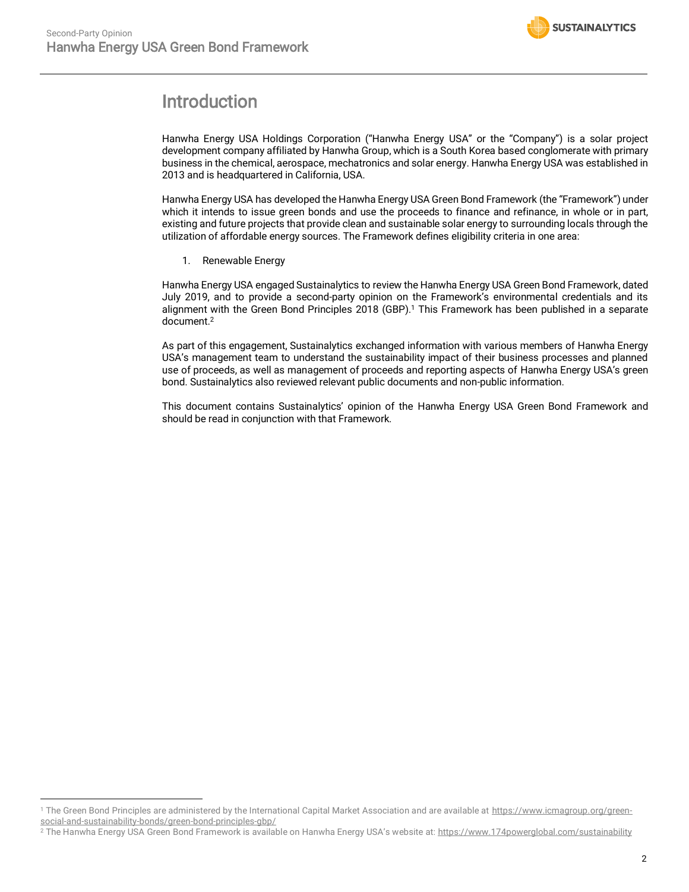# Introduction

Hanwha Energy USA Holdings Corporation ("Hanwha Energy USA" or the "Company") is a solar project development company affiliated by Hanwha Group, which is a South Korea based conglomerate with primary business in the chemical, aerospace, mechatronics and solar energy. Hanwha Energy USA was established in 2013 and is headquartered in California, USA.

Hanwha Energy USA has developed the Hanwha Energy USA Green Bond Framework (the "Framework") under which it intends to issue green bonds and use the proceeds to finance and refinance, in whole or in part, existing and future projects that provide clean and sustainable solar energy to surrounding locals through the utilization of affordable energy sources. The Framework defines eligibility criteria in one area:

1. Renewable Energy

Hanwha Energy USA engaged Sustainalytics to review the Hanwha Energy USA Green Bond Framework, dated July 2019, and to provide a second-party opinion on the Framework's environmental credentials and its alignment with the Green Bond Principles 2018 (GBP).[1] This Framework has been published in a separate document.[2]

As part of this engagement, Sustainalytics exchanged information with various members of Hanwha Energy USA's management team to understand the sustainability impact of their business processes and planned use of proceeds, as well as management of proceeds and reporting aspects of Hanwha Energy USA's green bond. Sustainalytics also reviewed relevant public documents and non-public information.

This document contains Sustainalytics' opinion of the Hanwha Energy USA Green Bond Framework and should be read in conjunction with that Framework.

---

[1] The Green Bond Principles are administered by the International Capital Market Association and are available at https://www.icmagroup.org/green-social-and-sustainability-bonds/green-bond-principles-gbp/

[2] The Hanwha Energy USA Green Bond Framework is available on Hanwha Energy USA's website at: https://www.174powerglobal.com/sustainability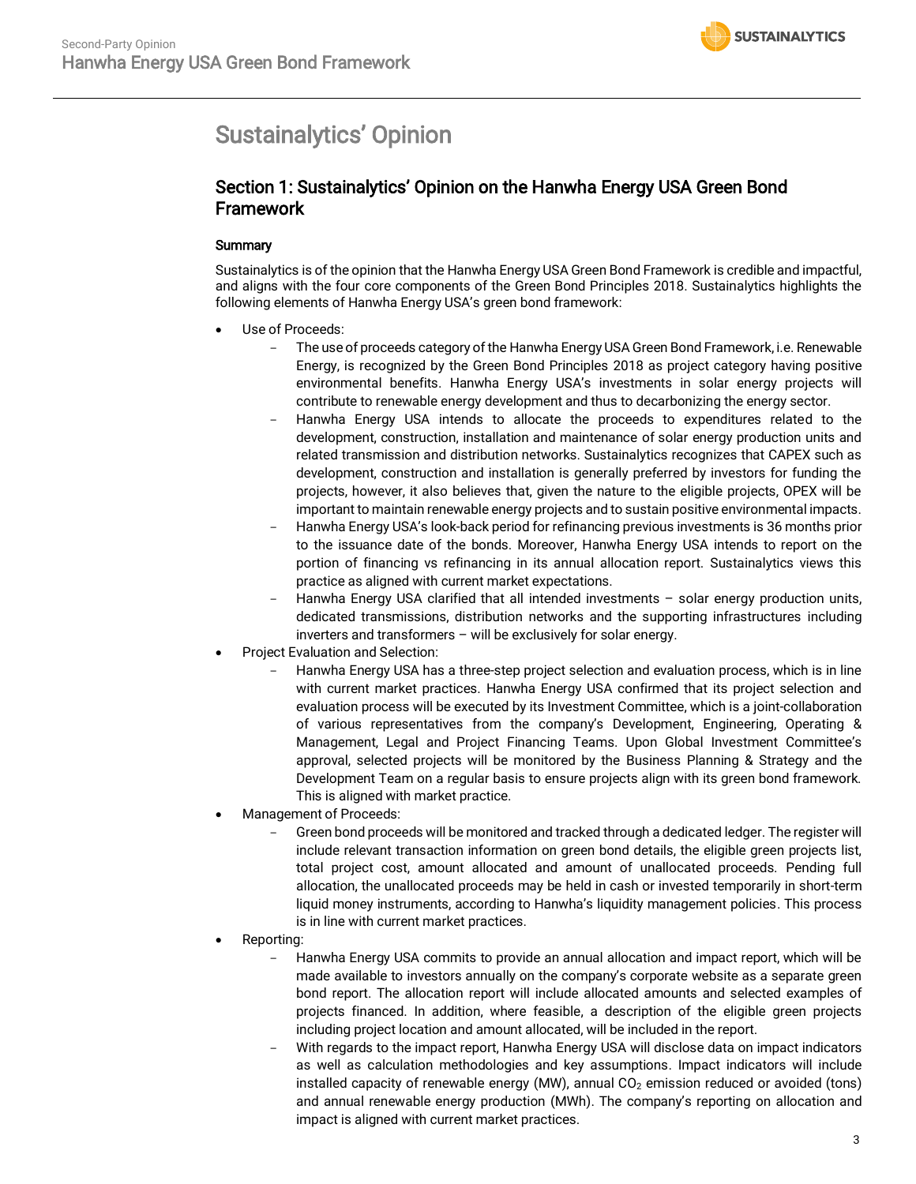# Sustainalytics' Opinion

## Section 1: Sustainalytics' Opinion on the Hanwha Energy USA Green Bond Framework

### Summary

Sustainalytics is of the opinion that the Hanwha Energy USA Green Bond Framework is credible and impactful, and aligns with the four core components of the Green Bond Principles 2018. Sustainalytics highlights the following elements of Hanwha Energy USA's green bond framework:

- Use of Proceeds:
  - The use of proceeds category of the Hanwha Energy USA Green Bond Framework, i.e. Renewable Energy, is recognized by the Green Bond Principles 2018 as project category having positive environmental benefits. Hanwha Energy USA's investments in solar energy projects will contribute to renewable energy development and thus to decarbonizing the energy sector.
  - Hanwha Energy USA intends to allocate the proceeds to expenditures related to the development, construction, installation and maintenance of solar energy production units and related transmission and distribution networks. Sustainalytics recognizes that CAPEX such as development, construction and installation is generally preferred by investors for funding the projects, however, it also believes that, given the nature to the eligible projects, OPEX will be important to maintain renewable energy projects and to sustain positive environmental impacts.
  - Hanwha Energy USA's look-back period for refinancing previous investments is 36 months prior to the issuance date of the bonds. Moreover, Hanwha Energy USA intends to report on the portion of financing vs refinancing in its annual allocation report. Sustainalytics views this practice as aligned with current market expectations.
  - Hanwha Energy USA clarified that all intended investments – solar energy production units, dedicated transmissions, distribution networks and the supporting infrastructures including inverters and transformers – will be exclusively for solar energy.
- Project Evaluation and Selection:
  - Hanwha Energy USA has a three-step project selection and evaluation process, which is in line with current market practices. Hanwha Energy USA confirmed that its project selection and evaluation process will be executed by its Investment Committee, which is a joint-collaboration of various representatives from the company's Development, Engineering, Operating & Management, Legal and Project Financing Teams. Upon Global Investment Committee's approval, selected projects will be monitored by the Business Planning & Strategy and the Development Team on a regular basis to ensure projects align with its green bond framework. This is aligned with market practice.
- Management of Proceeds:
  - Green bond proceeds will be monitored and tracked through a dedicated ledger. The register will include relevant transaction information on green bond details, the eligible green projects list, total project cost, amount allocated and amount of unallocated proceeds. Pending full allocation, the unallocated proceeds may be held in cash or invested temporarily in short-term liquid money instruments, according to Hanwha's liquidity management policies. This process is in line with current market practices.
- Reporting:
  - Hanwha Energy USA commits to provide an annual allocation and impact report, which will be made available to investors annually on the company's corporate website as a separate green bond report. The allocation report will include allocated amounts and selected examples of projects financed. In addition, where feasible, a description of the eligible green projects including project location and amount allocated, will be included in the report.
  - With regards to the impact report, Hanwha Energy USA will disclose data on impact indicators as well as calculation methodologies and key assumptions. Impact indicators will include installed capacity of renewable energy (MW), annual $CO_2$ emission reduced or avoided (tons) and annual renewable energy production (MWh). The company's reporting on allocation and impact is aligned with current market practices.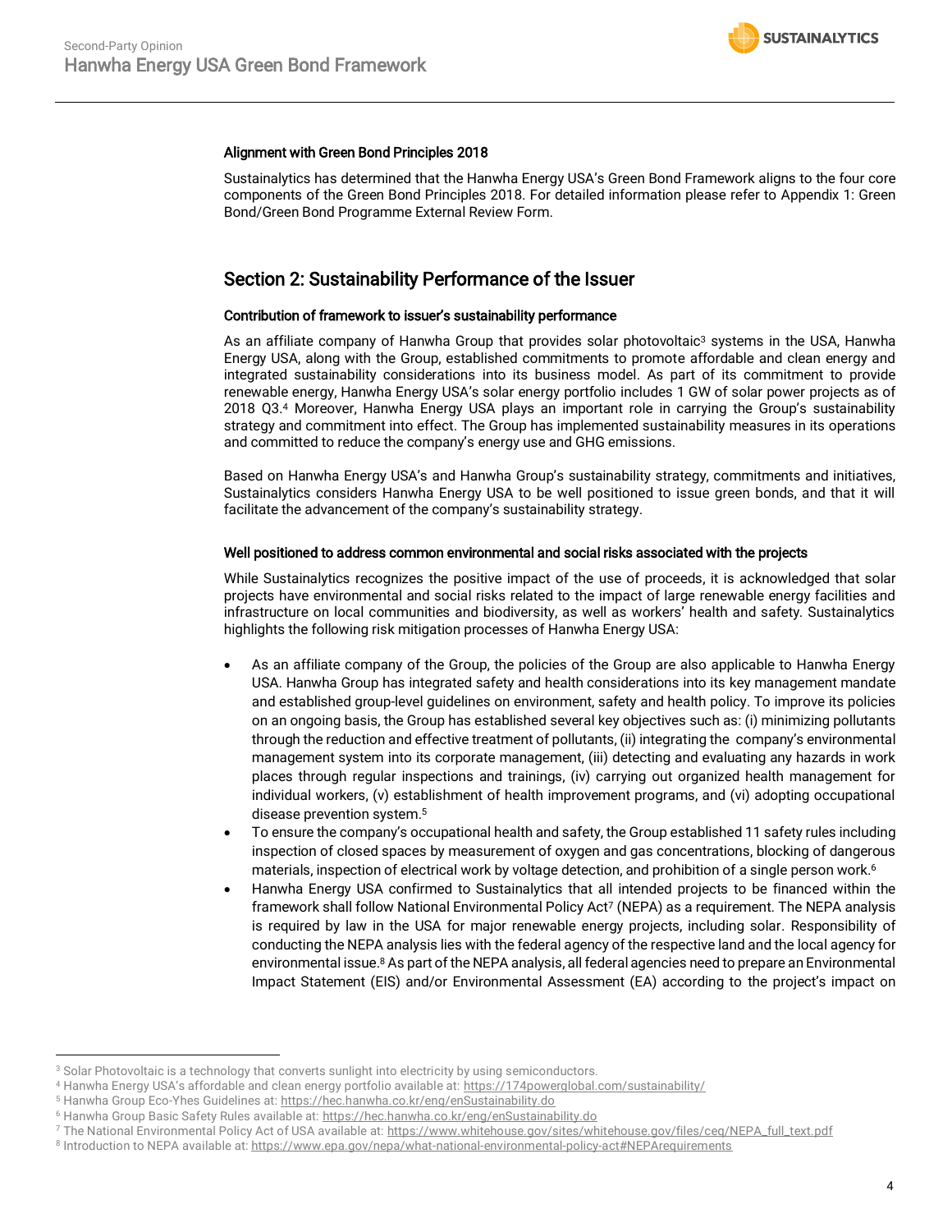### Alignment with Green Bond Principles 2018

Sustainalytics has determined that the Hanwha Energy USA's Green Bond Framework aligns to the four core components of the Green Bond Principles 2018. For detailed information please refer to Appendix 1: Green Bond/Green Bond Programme External Review Form.

## Section 2: Sustainability Performance of the Issuer

### Contribution of framework to issuer's sustainability performance

As an affiliate company of Hanwha Group that provides solar photovoltaic[3] systems in the USA, Hanwha Energy USA, along with the Group, established commitments to promote affordable and clean energy and integrated sustainability considerations into its business model. As part of its commitment to provide renewable energy, Hanwha Energy USA's solar energy portfolio includes 1 GW of solar power projects as of 2018 Q3.[4] Moreover, Hanwha Energy USA plays an important role in carrying the Group's sustainability strategy and commitment into effect. The Group has implemented sustainability measures in its operations and committed to reduce the company's energy use and GHG emissions.

Based on Hanwha Energy USA's and Hanwha Group's sustainability strategy, commitments and initiatives, Sustainalytics considers Hanwha Energy USA to be well positioned to issue green bonds, and that it will facilitate the advancement of the company's sustainability strategy.

### Well positioned to address common environmental and social risks associated with the projects

While Sustainalytics recognizes the positive impact of the use of proceeds, it is acknowledged that solar projects have environmental and social risks related to the impact of large renewable energy facilities and infrastructure on local communities and biodiversity, as well as workers' health and safety. Sustainalytics highlights the following risk mitigation processes of Hanwha Energy USA:

- As an affiliate company of the Group, the policies of the Group are also applicable to Hanwha Energy USA. Hanwha Group has integrated safety and health considerations into its key management mandate and established group-level guidelines on environment, safety and health policy. To improve its policies on an ongoing basis, the Group has established several key objectives such as: (i) minimizing pollutants through the reduction and effective treatment of pollutants, (ii) integrating the company's environmental management system into its corporate management, (iii) detecting and evaluating any hazards in work places through regular inspections and trainings, (iv) carrying out organized health management for individual workers, (v) establishment of health improvement programs, and (vi) adopting occupational disease prevention system.[5]
- To ensure the company's occupational health and safety, the Group established 11 safety rules including inspection of closed spaces by measurement of oxygen and gas concentrations, blocking of dangerous materials, inspection of electrical work by voltage detection, and prohibition of a single person work.[6]
- Hanwha Energy USA confirmed to Sustainalytics that all intended projects to be financed within the framework shall follow National Environmental Policy Act[7] (NEPA) as a requirement. The NEPA analysis is required by law in the USA for major renewable energy projects, including solar. Responsibility of conducting the NEPA analysis lies with the federal agency of the respective land and the local agency for environmental issue.[8] As part of the NEPA analysis, all federal agencies need to prepare an Environmental Impact Statement (EIS) and/or Environmental Assessment (EA) according to the project's impact on

---

[3] Solar Photovoltaic is a technology that converts sunlight into electricity by using semiconductors.
[4] Hanwha Energy USA's affordable and clean energy portfolio available at: https://174powerglobal.com/sustainability/
[5] Hanwha Group Eco-Yhes Guidelines at: https://hec.hanwha.co.kr/eng/enSustainability.do
[6] Hanwha Group Basic Safety Rules available at: https://hec.hanwha.co.kr/eng/enSustainability.do
[7] The National Environmental Policy Act of USA available at: https://www.whitehouse.gov/sites/whitehouse.gov/files/ceq/NEPA_full_text.pdf
[8] Introduction to NEPA available at: https://www.epa.gov/nepa/what-national-environmental-policy-act#NEPArequirements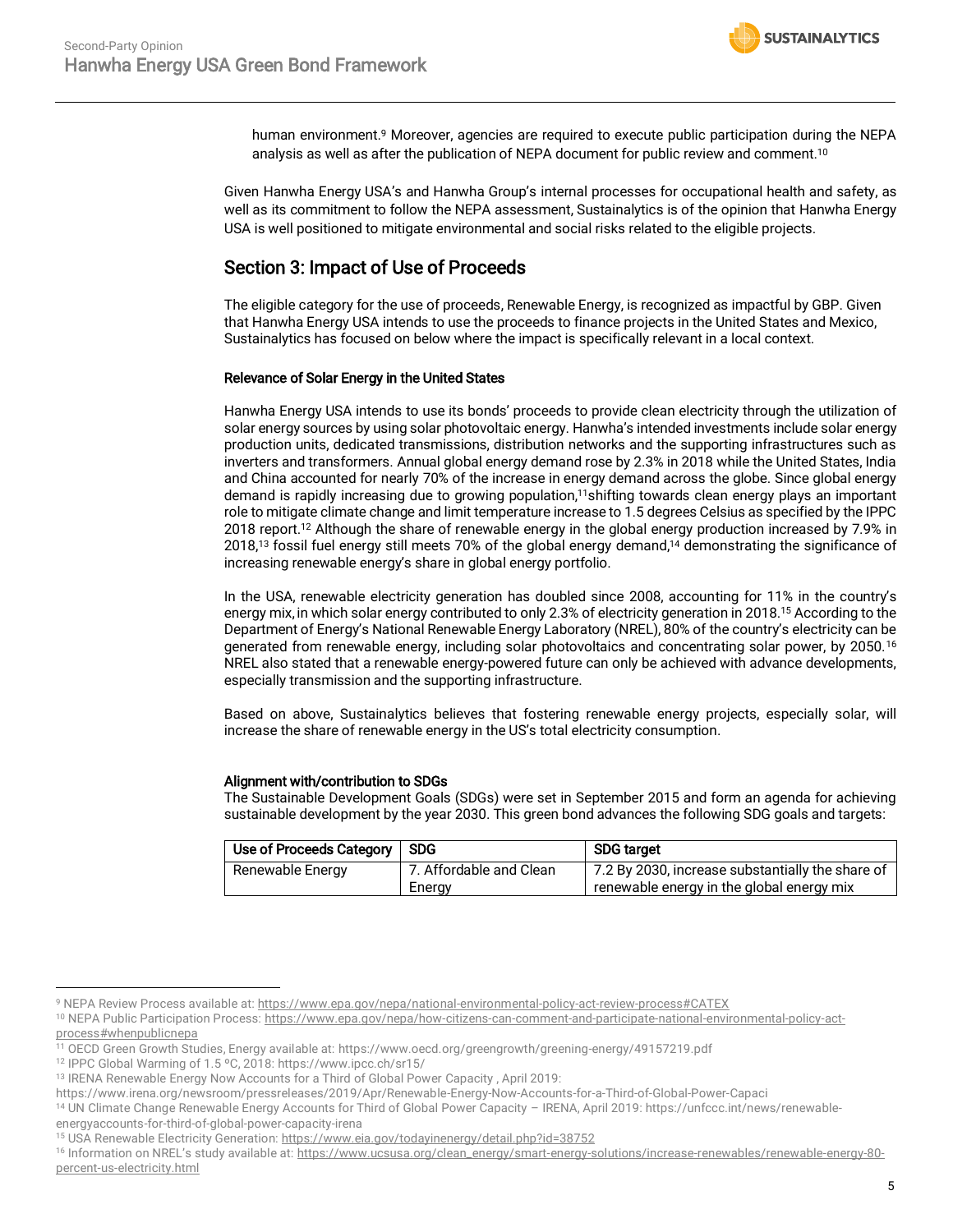human environment.[9] Moreover, agencies are required to execute public participation during the NEPA analysis as well as after the publication of NEPA document for public review and comment.[10]

Given Hanwha Energy USA's and Hanwha Group's internal processes for occupational health and safety, as well as its commitment to follow the NEPA assessment, Sustainalytics is of the opinion that Hanwha Energy USA is well positioned to mitigate environmental and social risks related to the eligible projects.

## Section 3: Impact of Use of Proceeds

The eligible category for the use of proceeds, Renewable Energy, is recognized as impactful by GBP. Given that Hanwha Energy USA intends to use the proceeds to finance projects in the United States and Mexico, Sustainalytics has focused on below where the impact is specifically relevant in a local context.

### Relevance of Solar Energy in the United States

Hanwha Energy USA intends to use its bonds' proceeds to provide clean electricity through the utilization of solar energy sources by using solar photovoltaic energy. Hanwha's intended investments include solar energy production units, dedicated transmissions, distribution networks and the supporting infrastructures such as inverters and transformers. Annual global energy demand rose by 2.3% in 2018 while the United States, India and China accounted for nearly 70% of the increase in energy demand across the globe. Since global energy demand is rapidly increasing due to growing population,[11]shifting towards clean energy plays an important role to mitigate climate change and limit temperature increase to 1.5 degrees Celsius as specified by the IPPC 2018 report.[12] Although the share of renewable energy in the global energy production increased by 7.9% in 2018,[13] fossil fuel energy still meets 70% of the global energy demand,[14] demonstrating the significance of increasing renewable energy's share in global energy portfolio.

In the USA, renewable electricity generation has doubled since 2008, accounting for 11% in the country's energy mix, in which solar energy contributed to only 2.3% of electricity generation in 2018.[15] According to the Department of Energy's National Renewable Energy Laboratory (NREL), 80% of the country's electricity can be generated from renewable energy, including solar photovoltaics and concentrating solar power, by 2050.[16] NREL also stated that a renewable energy-powered future can only be achieved with advance developments, especially transmission and the supporting infrastructure.

Based on above, Sustainalytics believes that fostering renewable energy projects, especially solar, will increase the share of renewable energy in the US's total electricity consumption.

### Alignment with/contribution to SDGs

The Sustainable Development Goals (SDGs) were set in September 2015 and form an agenda for achieving sustainable development by the year 2030. This green bond advances the following SDG goals and targets:

| Use of Proceeds Category | SDG | SDG target |
|---|---|---|
| Renewable Energy | 7. Affordable and Clean Energy | 7.2 By 2030, increase substantially the share of renewable energy in the global energy mix |

[9] NEPA Review Process available at: https://www.epa.gov/nepa/national-environmental-policy-act-review-process#CATEX
[10] NEPA Public Participation Process: https://www.epa.gov/nepa/how-citizens-can-comment-and-participate-national-environmental-policy-act-process#whenpublicnepa
[11] OECD Green Growth Studies, Energy available at: https://www.oecd.org/greengrowth/greening-energy/49157219.pdf
[12] IPPC Global Warming of 1.5 ºC, 2018: https://www.ipcc.ch/sr15/
[13] IRENA Renewable Energy Now Accounts for a Third of Global Power Capacity , April 2019: https://www.irena.org/newsroom/pressreleases/2019/Apr/Renewable-Energy-Now-Accounts-for-a-Third-of-Global-Power-Capaci
[14] UN Climate Change Renewable Energy Accounts for Third of Global Power Capacity – IRENA, April 2019: https://unfccc.int/news/renewable-energyaccounts-for-third-of-global-power-capacity-irena
[15] USA Renewable Electricity Generation: https://www.eia.gov/todayinenergy/detail.php?id=38752
[16] Information on NREL's study available at: https://www.ucsusa.org/clean_energy/smart-energy-solutions/increase-renewables/renewable-energy-80-percent-us-electricity.html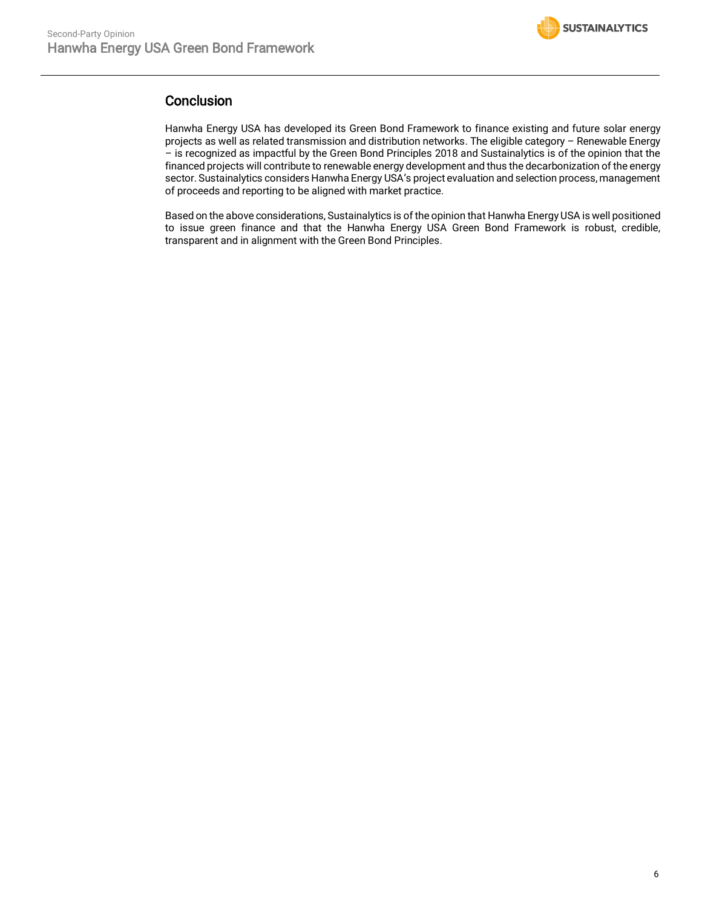## Conclusion

Hanwha Energy USA has developed its Green Bond Framework to finance existing and future solar energy projects as well as related transmission and distribution networks. The eligible category – Renewable Energy – is recognized as impactful by the Green Bond Principles 2018 and Sustainalytics is of the opinion that the financed projects will contribute to renewable energy development and thus the decarbonization of the energy sector. Sustainalytics considers Hanwha Energy USA's project evaluation and selection process, management of proceeds and reporting to be aligned with market practice.

Based on the above considerations, Sustainalytics is of the opinion that Hanwha Energy USA is well positioned to issue green finance and that the Hanwha Energy USA Green Bond Framework is robust, credible, transparent and in alignment with the Green Bond Principles.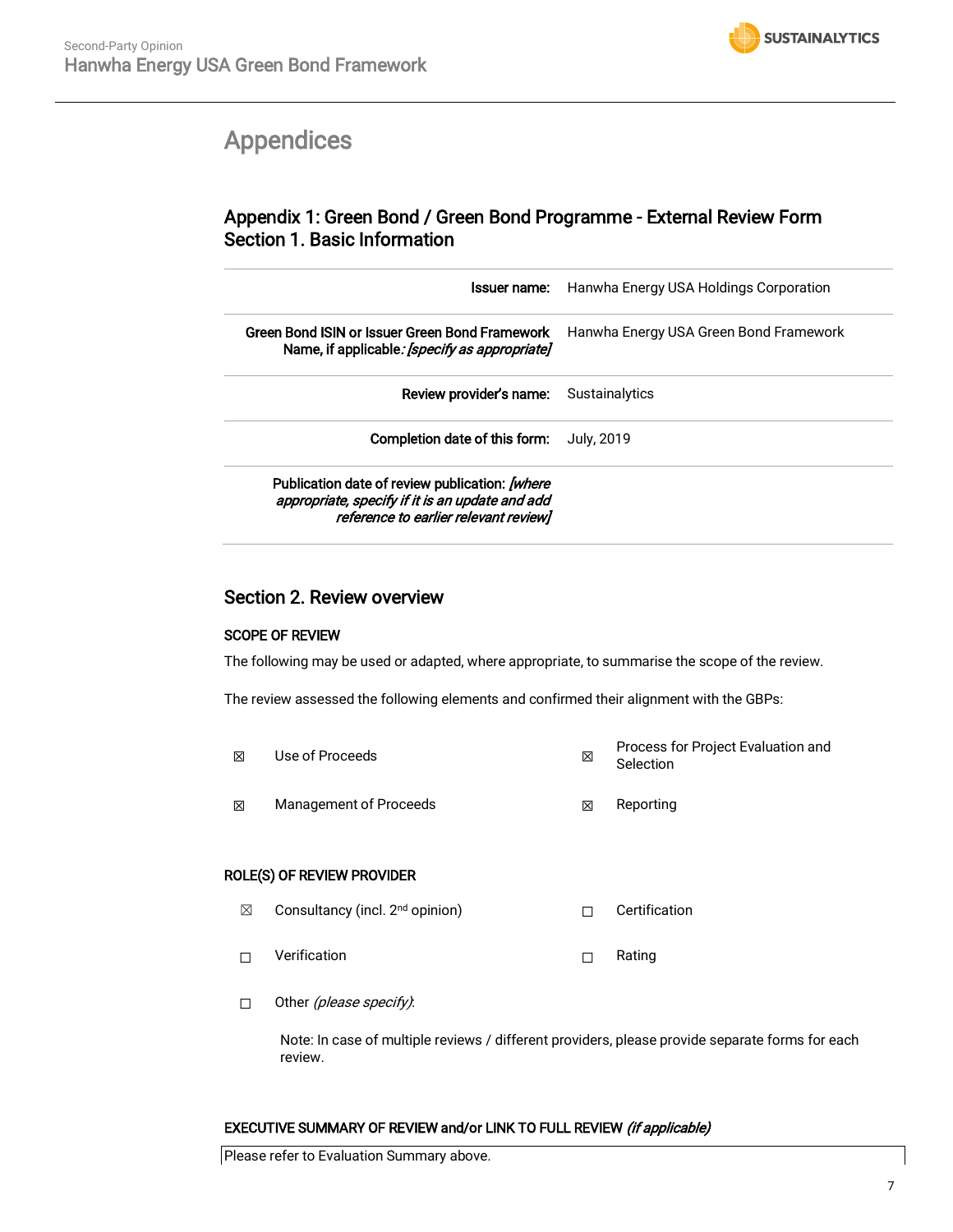# Appendices

## Appendix 1: Green Bond / Green Bond Programme - External Review Form
## Section 1. Basic Information

| | |
|---|---|
| **Issuer name:** | Hanwha Energy USA Holdings Corporation |
| **Green Bond ISIN or Issuer Green Bond Framework Name, if applicable***: [specify as appropriate]* | Hanwha Energy USA Green Bond Framework |
| **Review provider's name:** | Sustainalytics |
| **Completion date of this form:** | July, 2019 |
| **Publication date of review publication:** *[where appropriate, specify if it is an update and add reference to earlier relevant review]* | |

## Section 2. Review overview

**SCOPE OF REVIEW**

The following may be used or adapted, where appropriate, to summarise the scope of the review.

The review assessed the following elements and confirmed their alignment with the GBPs:

| | | | |
|---|---|---|---|
| ☒ | Use of Proceeds | ☒ | Process for Project Evaluation and Selection |
| ☒ | Management of Proceeds | ☒ | Reporting |

**ROLE(S) OF REVIEW PROVIDER**

| | | | |
|---|---|---|---|
| ☒ | Consultancy (incl. 2nd opinion) | ☐ | Certification |
| ☐ | Verification | ☐ | Rating |
| ☐ | Other *(please specify)*: | | |

Note: In case of multiple reviews / different providers, please provide separate forms for each review.

**EXECUTIVE SUMMARY OF REVIEW and/or LINK TO FULL REVIEW** *(if applicable)*

Please refer to Evaluation Summary above.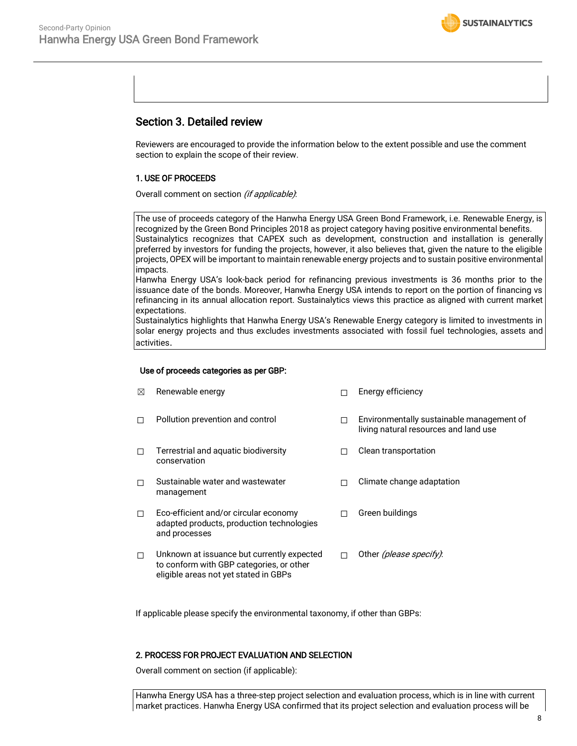## Section 3. Detailed review

Reviewers are encouraged to provide the information below to the extent possible and use the comment section to explain the scope of their review.

### 1. USE OF PROCEEDS

Overall comment on section *(if applicable)*:

The use of proceeds category of the Hanwha Energy USA Green Bond Framework, i.e. Renewable Energy, is recognized by the Green Bond Principles 2018 as project category having positive environmental benefits. Sustainalytics recognizes that CAPEX such as development, construction and installation is generally preferred by investors for funding the projects, however, it also believes that, given the nature to the eligible projects, OPEX will be important to maintain renewable energy projects and to sustain positive environmental impacts.
Hanwha Energy USA's look-back period for refinancing previous investments is 36 months prior to the issuance date of the bonds. Moreover, Hanwha Energy USA intends to report on the portion of financing vs refinancing in its annual allocation report. Sustainalytics views this practice as aligned with current market expectations.
Sustainalytics highlights that Hanwha Energy USA's Renewable Energy category is limited to investments in solar energy projects and thus excludes investments associated with fossil fuel technologies, assets and activities.

**Use of proceeds categories as per GBP:**

- ☒ Renewable energy
- ☐ Energy efficiency
- ☐ Pollution prevention and control
- ☐ Environmentally sustainable management of living natural resources and land use
- ☐ Terrestrial and aquatic biodiversity conservation
- ☐ Clean transportation
- ☐ Sustainable water and wastewater management
- ☐ Climate change adaptation
- ☐ Eco-efficient and/or circular economy adapted products, production technologies and processes
- ☐ Green buildings
- ☐ Unknown at issuance but currently expected to conform with GBP categories, or other eligible areas not yet stated in GBPs
- ☐ Other *(please specify)*:

If applicable please specify the environmental taxonomy, if other than GBPs:

### 2. PROCESS FOR PROJECT EVALUATION AND SELECTION

Overall comment on section (if applicable):

Hanwha Energy USA has a three-step project selection and evaluation process, which is in line with current market practices. Hanwha Energy USA confirmed that its project selection and evaluation process will be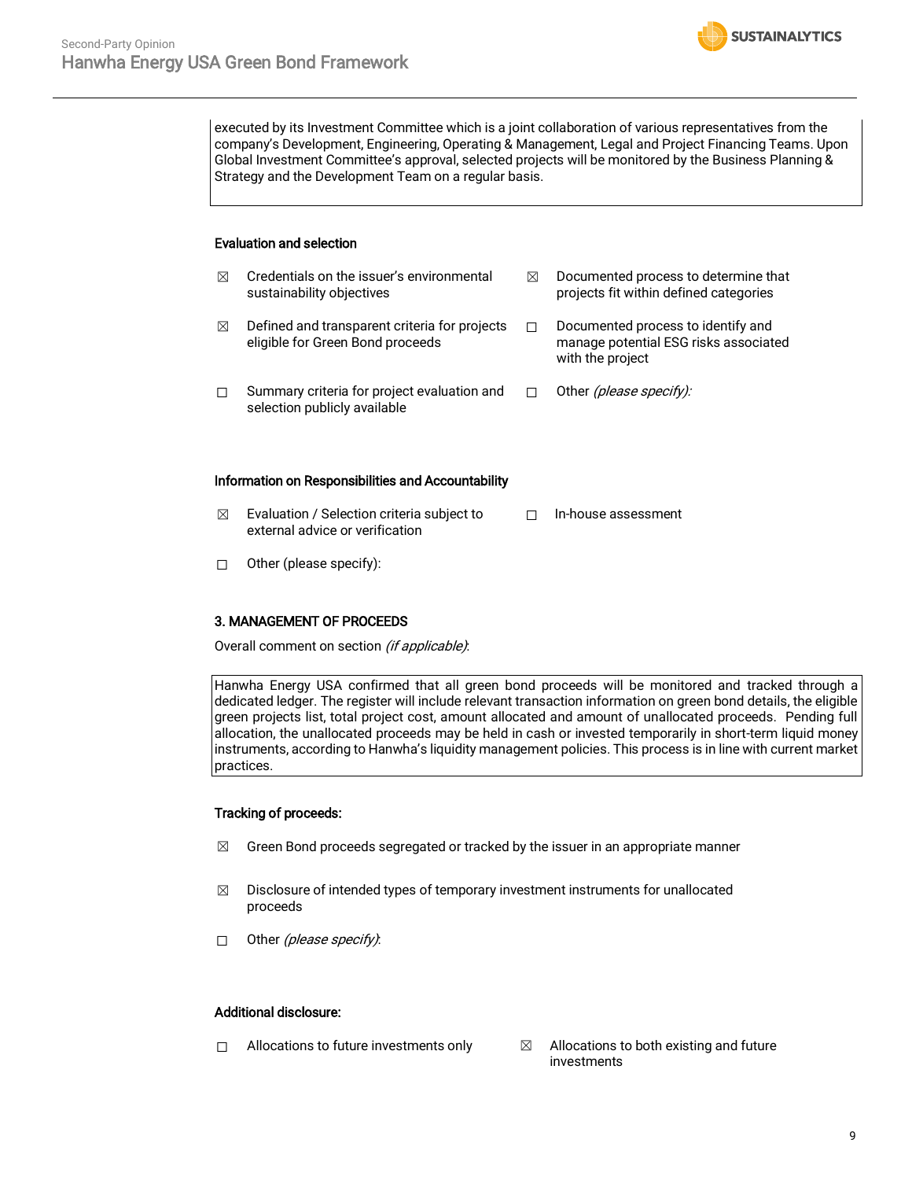executed by its Investment Committee which is a joint collaboration of various representatives from the company's Development, Engineering, Operating & Management, Legal and Project Financing Teams. Upon Global Investment Committee's approval, selected projects will be monitored by the Business Planning & Strategy and the Development Team on a regular basis.

**Evaluation and selection**

- ☒ Credentials on the issuer's environmental sustainability objectives
- ☒ Documented process to determine that projects fit within defined categories
- ☒ Defined and transparent criteria for projects eligible for Green Bond proceeds
- ☐ Documented process to identify and manage potential ESG risks associated with the project
- ☐ Summary criteria for project evaluation and selection publicly available
- ☐ Other *(please specify)*:

**Information on Responsibilities and Accountability**

- ☒ Evaluation / Selection criteria subject to external advice or verification
- ☐ In-house assessment
- ☐ Other (please specify):

**3. MANAGEMENT OF PROCEEDS**

Overall comment on section *(if applicable)*:

Hanwha Energy USA confirmed that all green bond proceeds will be monitored and tracked through a dedicated ledger. The register will include relevant transaction information on green bond details, the eligible green projects list, total project cost, amount allocated and amount of unallocated proceeds. Pending full allocation, the unallocated proceeds may be held in cash or invested temporarily in short-term liquid money instruments, according to Hanwha's liquidity management policies. This process is in line with current market practices.

**Tracking of proceeds:**

- ☒ Green Bond proceeds segregated or tracked by the issuer in an appropriate manner
- ☒ Disclosure of intended types of temporary investment instruments for unallocated proceeds
- ☐ Other *(please specify)*:

**Additional disclosure:**

- ☐ Allocations to future investments only
- ☒ Allocations to both existing and future investments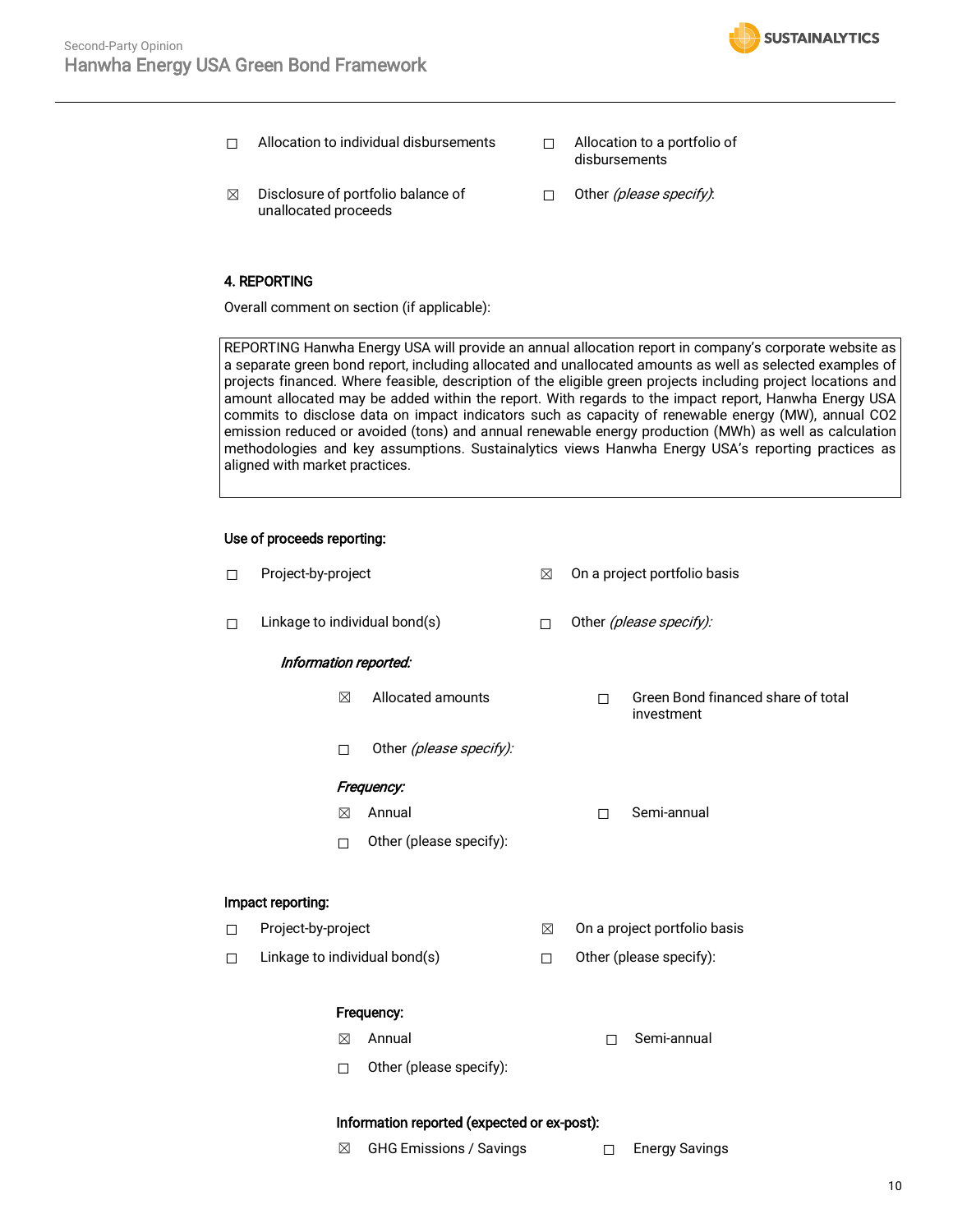☐ Allocation to individual disbursements

☐ Allocation to a portfolio of disbursements

☒ Disclosure of portfolio balance of unallocated proceeds

☐ Other *(please specify)*:

**4. REPORTING**

Overall comment on section (if applicable):

REPORTING Hanwha Energy USA will provide an annual allocation report in company's corporate website as a separate green bond report, including allocated and unallocated amounts as well as selected examples of projects financed. Where feasible, description of the eligible green projects including project locations and amount allocated may be added within the report. With regards to the impact report, Hanwha Energy USA commits to disclose data on impact indicators such as capacity of renewable energy (MW), annual CO2 emission reduced or avoided (tons) and annual renewable energy production (MWh) as well as calculation methodologies and key assumptions. Sustainalytics views Hanwha Energy USA's reporting practices as aligned with market practices.

**Use of proceeds reporting:**

☐ Project-by-project

☒ On a project portfolio basis

☐ Linkage to individual bond(s)

☐ Other *(please specify)*:

***Information reported:***

☒ Allocated amounts

☐ Green Bond financed share of total investment

☐ Other *(please specify)*:

***Frequency:***

☒ Annual

☐ Semi-annual

☐ Other (please specify):

**Impact reporting:**

☐ Project-by-project

☒ On a project portfolio basis

☐ Linkage to individual bond(s)

☐ Other (please specify):

**Frequency:**

☒ Annual

☐ Semi-annual

☐ Other (please specify):

**Information reported (expected or ex-post):**

☒ GHG Emissions / Savings

☐ Energy Savings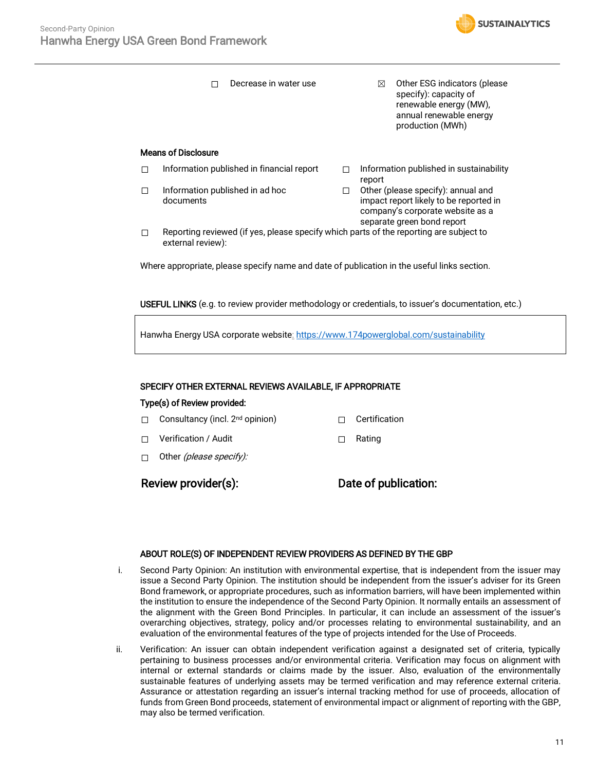☐ Decrease in water use

☒ Other ESG indicators (please specify): capacity of renewable energy (MW), annual renewable energy production (MWh)

**Means of Disclosure**

☐ Information published in financial report

☐ Information published in sustainability report

☐ Information published in ad hoc documents

☐ Other (please specify): annual and impact report likely to be reported in company's corporate website as a separate green bond report

☐ Reporting reviewed (if yes, please specify which parts of the reporting are subject to external review):

Where appropriate, please specify name and date of publication in the useful links section.

**USEFUL LINKS** (e.g. to review provider methodology or credentials, to issuer's documentation, etc.)

| Hanwha Energy USA corporate website: https://www.174powerglobal.com/sustainability |
|---|

**SPECIFY OTHER EXTERNAL REVIEWS AVAILABLE, IF APPROPRIATE**

**Type(s) of Review provided:**

☐ Consultancy (incl. 2nd opinion)

☐ Certification

☐ Verification / Audit

☐ Rating

☐ Other *(please specify):*

**Review provider(s):**

**Date of publication:**

**ABOUT ROLE(S) OF INDEPENDENT REVIEW PROVIDERS AS DEFINED BY THE GBP**

i. Second Party Opinion: An institution with environmental expertise, that is independent from the issuer may issue a Second Party Opinion. The institution should be independent from the issuer's adviser for its Green Bond framework, or appropriate procedures, such as information barriers, will have been implemented within the institution to ensure the independence of the Second Party Opinion. It normally entails an assessment of the alignment with the Green Bond Principles. In particular, it can include an assessment of the issuer's overarching objectives, strategy, policy and/or processes relating to environmental sustainability, and an evaluation of the environmental features of the type of projects intended for the Use of Proceeds.

ii. Verification: An issuer can obtain independent verification against a designated set of criteria, typically pertaining to business processes and/or environmental criteria. Verification may focus on alignment with internal or external standards or claims made by the issuer. Also, evaluation of the environmentally sustainable features of underlying assets may be termed verification and may reference external criteria. Assurance or attestation regarding an issuer's internal tracking method for use of proceeds, allocation of funds from Green Bond proceeds, statement of environmental impact or alignment of reporting with the GBP, may also be termed verification.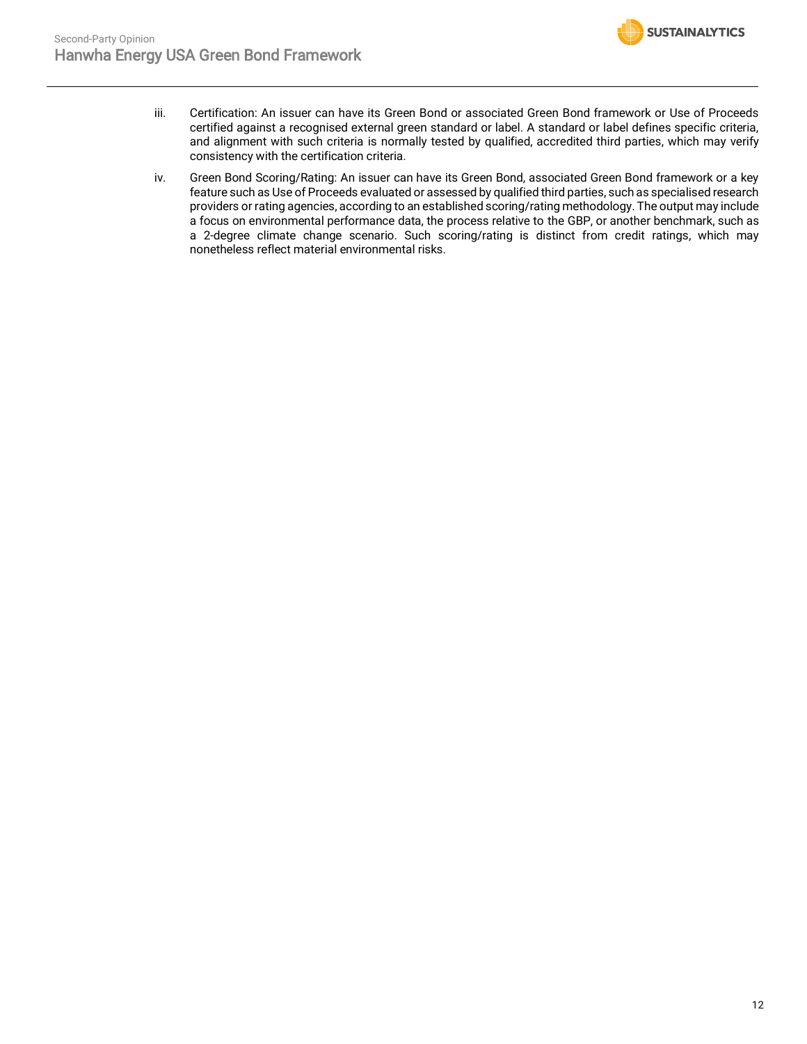iii. Certification: An issuer can have its Green Bond or associated Green Bond framework or Use of Proceeds certified against a recognised external green standard or label. A standard or label defines specific criteria, and alignment with such criteria is normally tested by qualified, accredited third parties, which may verify consistency with the certification criteria.

iv. Green Bond Scoring/Rating: An issuer can have its Green Bond, associated Green Bond framework or a key feature such as Use of Proceeds evaluated or assessed by qualified third parties, such as specialised research providers or rating agencies, according to an established scoring/rating methodology. The output may include a focus on environmental performance data, the process relative to the GBP, or another benchmark, such as a 2-degree climate change scenario. Such scoring/rating is distinct from credit ratings, which may nonetheless reflect material environmental risks.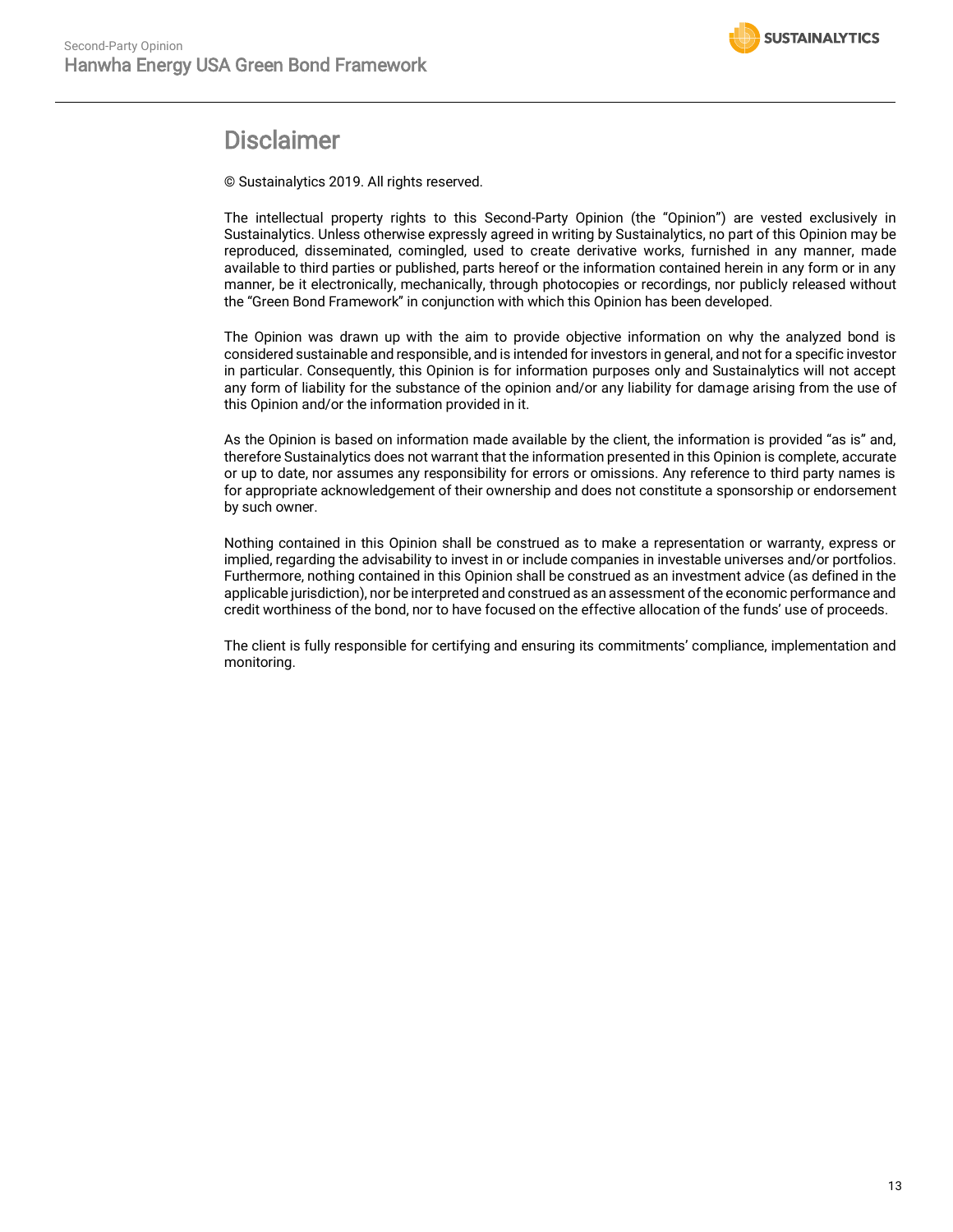# Disclaimer

© Sustainalytics 2019. All rights reserved.

The intellectual property rights to this Second-Party Opinion (the "Opinion") are vested exclusively in Sustainalytics. Unless otherwise expressly agreed in writing by Sustainalytics, no part of this Opinion may be reproduced, disseminated, comingled, used to create derivative works, furnished in any manner, made available to third parties or published, parts hereof or the information contained herein in any form or in any manner, be it electronically, mechanically, through photocopies or recordings, nor publicly released without the "Green Bond Framework" in conjunction with which this Opinion has been developed.

The Opinion was drawn up with the aim to provide objective information on why the analyzed bond is considered sustainable and responsible, and is intended for investors in general, and not for a specific investor in particular. Consequently, this Opinion is for information purposes only and Sustainalytics will not accept any form of liability for the substance of the opinion and/or any liability for damage arising from the use of this Opinion and/or the information provided in it.

As the Opinion is based on information made available by the client, the information is provided "as is" and, therefore Sustainalytics does not warrant that the information presented in this Opinion is complete, accurate or up to date, nor assumes any responsibility for errors or omissions. Any reference to third party names is for appropriate acknowledgement of their ownership and does not constitute a sponsorship or endorsement by such owner.

Nothing contained in this Opinion shall be construed as to make a representation or warranty, express or implied, regarding the advisability to invest in or include companies in investable universes and/or portfolios. Furthermore, nothing contained in this Opinion shall be construed as an investment advice (as defined in the applicable jurisdiction), nor be interpreted and construed as an assessment of the economic performance and credit worthiness of the bond, nor to have focused on the effective allocation of the funds' use of proceeds.

The client is fully responsible for certifying and ensuring its commitments' compliance, implementation and monitoring.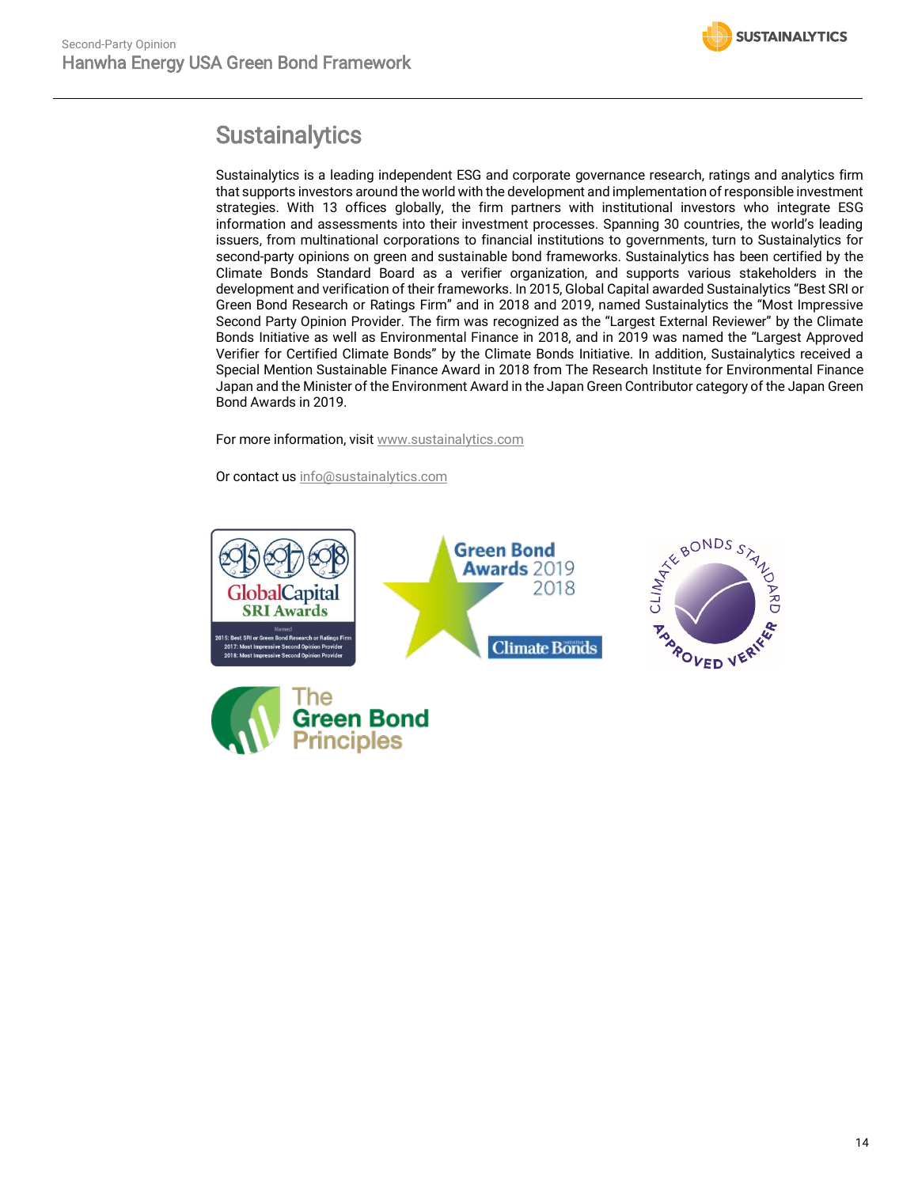# Sustainalytics

Sustainalytics is a leading independent ESG and corporate governance research, ratings and analytics firm that supports investors around the world with the development and implementation of responsible investment strategies. With 13 offices globally, the firm partners with institutional investors who integrate ESG information and assessments into their investment processes. Spanning 30 countries, the world's leading issuers, from multinational corporations to financial institutions to governments, turn to Sustainalytics for second-party opinions on green and sustainable bond frameworks. Sustainalytics has been certified by the Climate Bonds Standard Board as a verifier organization, and supports various stakeholders in the development and verification of their frameworks. In 2015, Global Capital awarded Sustainalytics "Best SRI or Green Bond Research or Ratings Firm" and in 2018 and 2019, named Sustainalytics the "Most Impressive Second Party Opinion Provider. The firm was recognized as the "Largest External Reviewer" by the Climate Bonds Initiative as well as Environmental Finance in 2018, and in 2019 was named the "Largest Approved Verifier for Certified Climate Bonds" by the Climate Bonds Initiative. In addition, Sustainalytics received a Special Mention Sustainable Finance Award in 2018 from The Research Institute for Environmental Finance Japan and the Minister of the Environment Award in the Japan Green Contributor category of the Japan Green Bond Awards in 2019.

For more information, visit www.sustainalytics.com

Or contact us info@sustainalytics.com